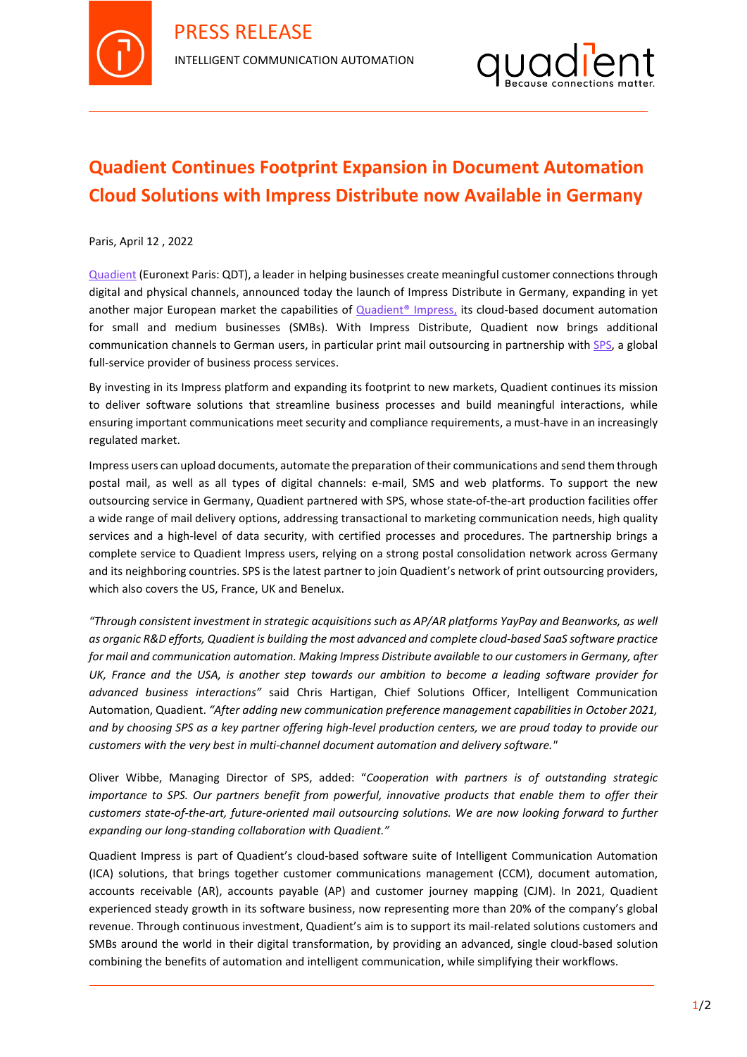PRESS RELEASE

INTELLIGENT COMMUNICATION AUTOMATION

# Quadient Continues Footprint Expansion in Document Automation Cloud Solutions with Impress Distribute now Available in Germany

Paris, April 12 , 2022

Quadient (Euronext Paris: QDT), a leader in helping businesses create meaningful customer connections through digital and physical channels, announced today the launch of Impress Distribute in Germany, expanding in yet another major European market the capabilities of Quadient® Impress, its cloud-based document automation for small and medium businesses (SMBs). With Impress Distribute, Quadient now brings additional communication channels to German users, in particular print mail outsourcing in partnership with SPS, a global full-service provider of business process services.

By investing in its Impress platform and expanding its footprint to new markets, Quadient continues its mission to deliver software solutions that streamline business processes and build meaningful interactions, while ensuring important communications meet security and compliance requirements, a must-have in an increasingly regulated market.

Impress users can upload documents, automate the preparation of their communications and send them through postal mail, as well as all types of digital channels: e-mail, SMS and web platforms. To support the new outsourcing service in Germany, Quadient partnered with SPS, whose state-of-the-art production facilities offer a wide range of mail delivery options, addressing transactional to marketing communication needs, high quality services and a high-level of data security, with certified processes and procedures. The partnership brings a complete service to Quadient Impress users, relying on a strong postal consolidation network across Germany and its neighboring countries. SPS is the latest partner to join Quadient's network of print outsourcing providers, which also covers the US, France, UK and Benelux.

*"Through consistent investment in strategic acquisitions such as AP/AR platforms YayPay and Beanworks, as well as organic R&D efforts, Quadient is building the most advanced and complete cloud-based SaaS software practice for mail and communication automation. Making Impress Distribute available to our customers in Germany, after UK, France and the USA, is another step towards our ambition to become a leading software provider for advanced business interactions"* said Chris Hartigan, Chief Solutions Officer, Intelligent Communication Automation, Quadient. *"After adding new communication preference management capabilities in October 2021, and by choosing SPS as a key partner offering high-level production centers, we are proud today to provide our customers with the very best in multi-channel document automation and delivery software."*

Oliver Wibbe, Managing Director of SPS, added: "*Cooperation with partners is of outstanding strategic importance to SPS. Our partners benefit from powerful, innovative products that enable them to offer their customers state-of-the-art, future-oriented mail outsourcing solutions. We are now looking forward to further expanding our long-standing collaboration with Quadient."*

Quadient Impress is part of Quadient's cloud-based software suite of Intelligent Communication Automation (ICA) solutions, that brings together customer communications management (CCM), document automation, accounts receivable (AR), accounts payable (AP) and customer journey mapping (CJM). In 2021, Quadient experienced steady growth in its software business, now representing more than 20% of the company's global revenue. Through continuous investment, Quadient's aim is to support its mail-related solutions customers and SMBs around the world in their digital transformation, by providing an advanced, single cloud-based solution combining the benefits of automation and intelligent communication, while simplifying their workflows.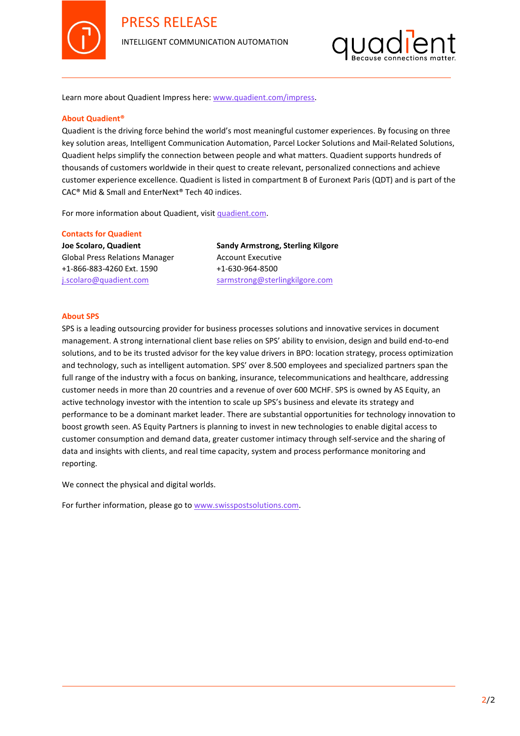Learn more about Quadient Impress here: [www.quadient.com/impress](www.quadient.com/impress).

### About Quadient®

Quadient is the driving force behind the world's most meaningful customer experiences. By focusing on three key solution areas, Intelligent Communication Automation, Parcel Locker Solutions and Mail-Related Solutions, Quadient helps simplify the connection between people and what matters. Quadient supports hundreds of thousands of customers worldwide in their quest to create relevant, personalized connections and achieve customer experience excellence. Quadient is listed in compartment B of Euronext Paris (QDT) and is part of the CAC® Mid & Small and EnterNext® Tech 40 indices.

For more information about Quadient, visit [quadient.com](quadient.com).

### Contacts for Quadient

**Joe Scolaro, Quadient**
Global Press Relations Manager
+1-866-883-4260 Ext. 1590
[j.scolaro@quadient.com](mailto:j.scolaro@quadient.com)

**Sandy Armstrong, Sterling Kilgore**
Account Executive
+1-630-964-8500
[sarmstrong@sterlingkilgore.com](mailto:sarmstrong@sterlingkilgore.com)

### About SPS

SPS is a leading outsourcing provider for business processes solutions and innovative services in document management. A strong international client base relies on SPS' ability to envision, design and build end-to-end solutions, and to be its trusted advisor for the key value drivers in BPO: location strategy, process optimization and technology, such as intelligent automation. SPS' over 8.500 employees and specialized partners span the full range of the industry with a focus on banking, insurance, telecommunications and healthcare, addressing customer needs in more than 20 countries and a revenue of over 600 MCHF. SPS is owned by AS Equity, an active technology investor with the intention to scale up SPS's business and elevate its strategy and performance to be a dominant market leader. There are substantial opportunities for technology innovation to boost growth seen. AS Equity Partners is planning to invest in new technologies to enable digital access to customer consumption and demand data, greater customer intimacy through self-service and the sharing of data and insights with clients, and real time capacity, system and process performance monitoring and reporting.

We connect the physical and digital worlds.

For further information, please go to [www.swisspostsolutions.com](www.swisspostsolutions.com).